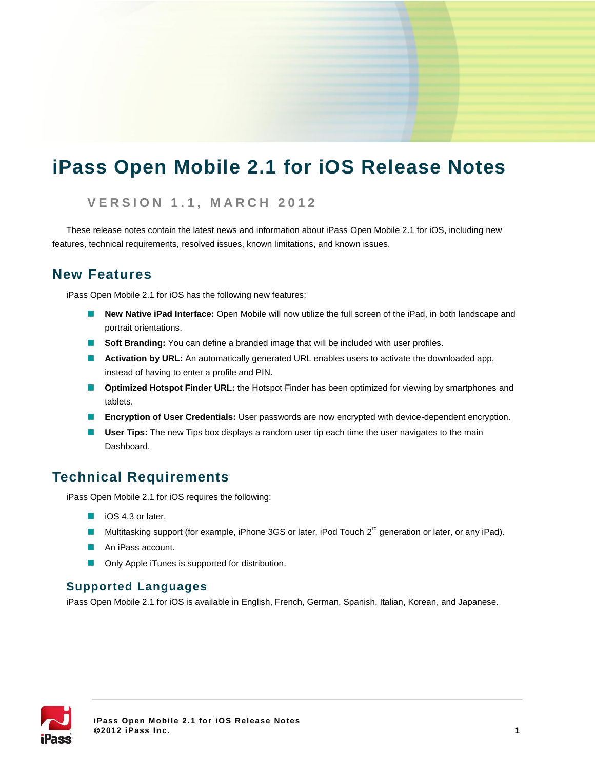# iPass Open Mobile 2.1 for iOS Release Notes

### VERSION 1.1, MARCH 2012

These release notes contain the latest news and information about iPass Open Mobile 2.1 for iOS, including new features, technical requirements, resolved issues, known limitations, and known issues.

## New Features

iPass Open Mobile 2.1 for iOS has the following new features:

- **New Native iPad Interface:** Open Mobile will now utilize the full screen of the iPad, in both landscape and portrait orientations.
- **Soft Branding:** You can define a branded image that will be included with user profiles.
- **Activation by URL:** An automatically generated URL enables users to activate the downloaded app, instead of having to enter a profile and PIN.
- **Optimized Hotspot Finder URL:** the Hotspot Finder has been optimized for viewing by smartphones and tablets.
- **Encryption of User Credentials:** User passwords are now encrypted with device-dependent encryption.
- **User Tips:** The new Tips box displays a random user tip each time the user navigates to the main Dashboard.

## Technical Requirements

iPass Open Mobile 2.1 for iOS requires the following:

- iOS 4.3 or later.
- Multitasking support (for example, iPhone 3GS or later, iPod Touch 2rd generation or later, or any iPad).
- An iPass account.
- Only Apple iTunes is supported for distribution.

### Supported Languages

iPass Open Mobile 2.1 for iOS is available in English, French, German, Spanish, Italian, Korean, and Japanese.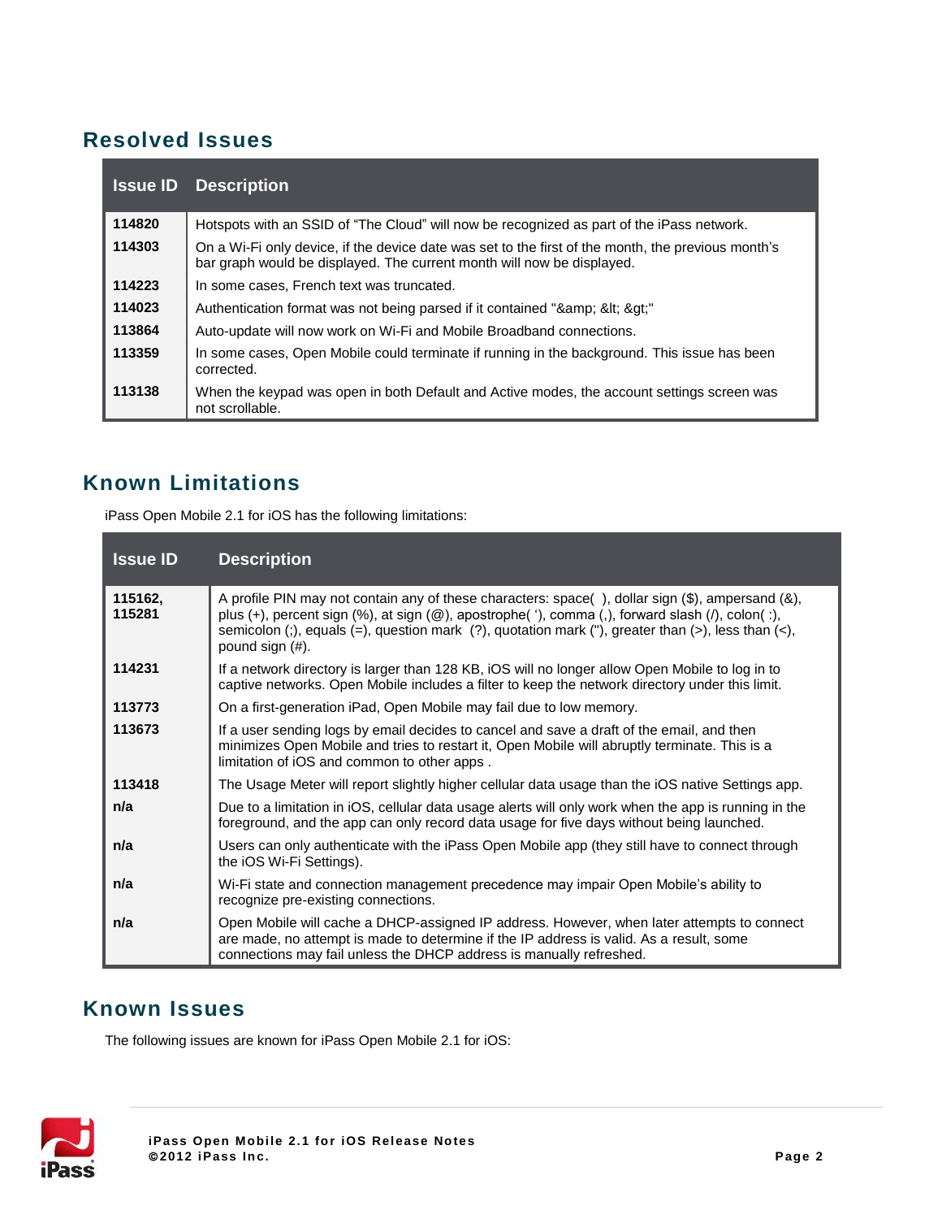## Resolved Issues

| Issue ID | Description |
|---|---|
| 114820 | Hotspots with an SSID of "The Cloud" will now be recognized as part of the iPass network. |
| 114303 | On a Wi-Fi only device, if the device date was set to the first of the month, the previous month's bar graph would be displayed. The current month will now be displayed. |
| 114223 | In some cases, French text was truncated. |
| 114023 | Authentication format was not being parsed if it contained "&amp; &lt; &gt;" |
| 113864 | Auto-update will now work on Wi-Fi and Mobile Broadband connections. |
| 113359 | In some cases, Open Mobile could terminate if running in the background. This issue has been corrected. |
| 113138 | When the keypad was open in both Default and Active modes, the account settings screen was not scrollable. |

## Known Limitations

iPass Open Mobile 2.1 for iOS has the following limitations:

| Issue ID | Description |
|---|---|
| 115162, 115281 | A profile PIN may not contain any of these characters: space( ), dollar sign ($), ampersand (&), plus (+), percent sign (%), at sign (@), apostrophe( '), comma (,), forward slash (/), colon( :), semicolon (;), equals (=), question mark (?), quotation mark ("), greater than (>), less than (<), pound sign (#). |
| 114231 | If a network directory is larger than 128 KB, iOS will no longer allow Open Mobile to log in to captive networks. Open Mobile includes a filter to keep the network directory under this limit. |
| 113773 | On a first-generation iPad, Open Mobile may fail due to low memory. |
| 113673 | If a user sending logs by email decides to cancel and save a draft of the email, and then minimizes Open Mobile and tries to restart it, Open Mobile will abruptly terminate. This is a limitation of iOS and common to other apps . |
| 113418 | The Usage Meter will report slightly higher cellular data usage than the iOS native Settings app. |
| n/a | Due to a limitation in iOS, cellular data usage alerts will only work when the app is running in the foreground, and the app can only record data usage for five days without being launched. |
| n/a | Users can only authenticate with the iPass Open Mobile app (they still have to connect through the iOS Wi-Fi Settings). |
| n/a | Wi-Fi state and connection management precedence may impair Open Mobile's ability to recognize pre-existing connections. |
| n/a | Open Mobile will cache a DHCP-assigned IP address. However, when later attempts to connect are made, no attempt is made to determine if the IP address is valid. As a result, some connections may fail unless the DHCP address is manually refreshed. |

## Known Issues

The following issues are known for iPass Open Mobile 2.1 for iOS: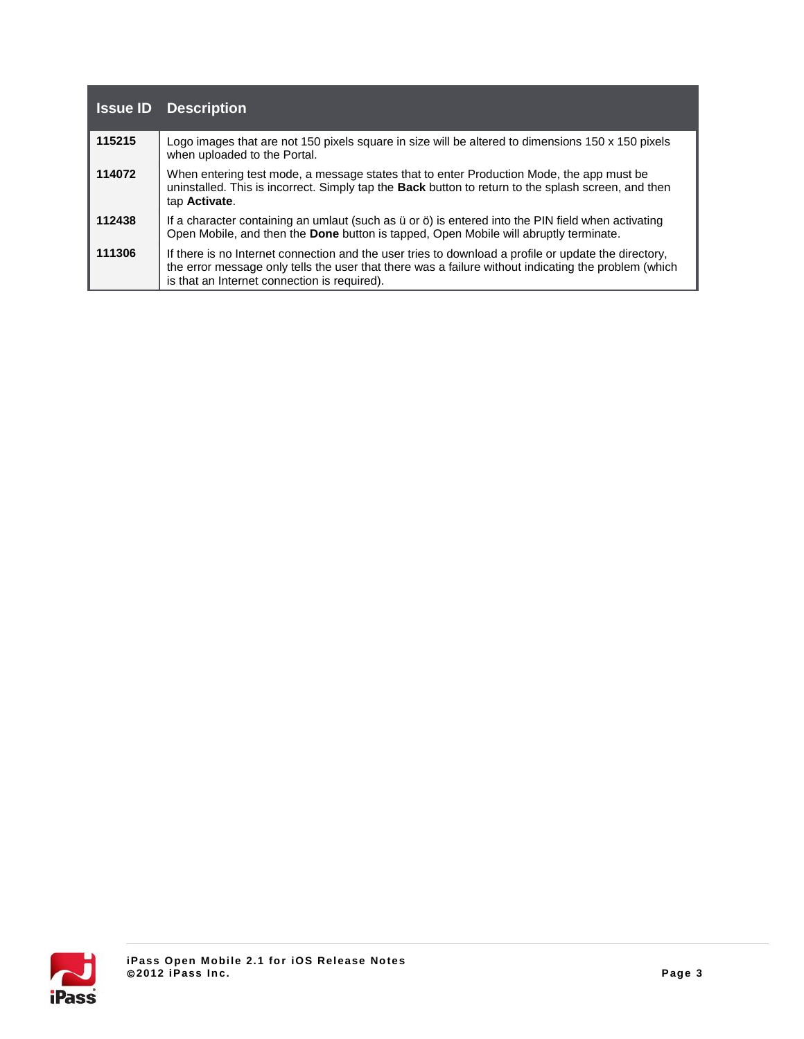| Issue ID | Description |
|---|---|
| **115215** | Logo images that are not 150 pixels square in size will be altered to dimensions 150 x 150 pixels when uploaded to the Portal. |
| **114072** | When entering test mode, a message states that to enter Production Mode, the app must be uninstalled. This is incorrect. Simply tap the **Back** button to return to the splash screen, and then tap **Activate**. |
| **112438** | If a character containing an umlaut (such as ü or ö) is entered into the PIN field when activating Open Mobile, and then the **Done** button is tapped, Open Mobile will abruptly terminate. |
| **111306** | If there is no Internet connection and the user tries to download a profile or update the directory, the error message only tells the user that there was a failure without indicating the problem (which is that an Internet connection is required). |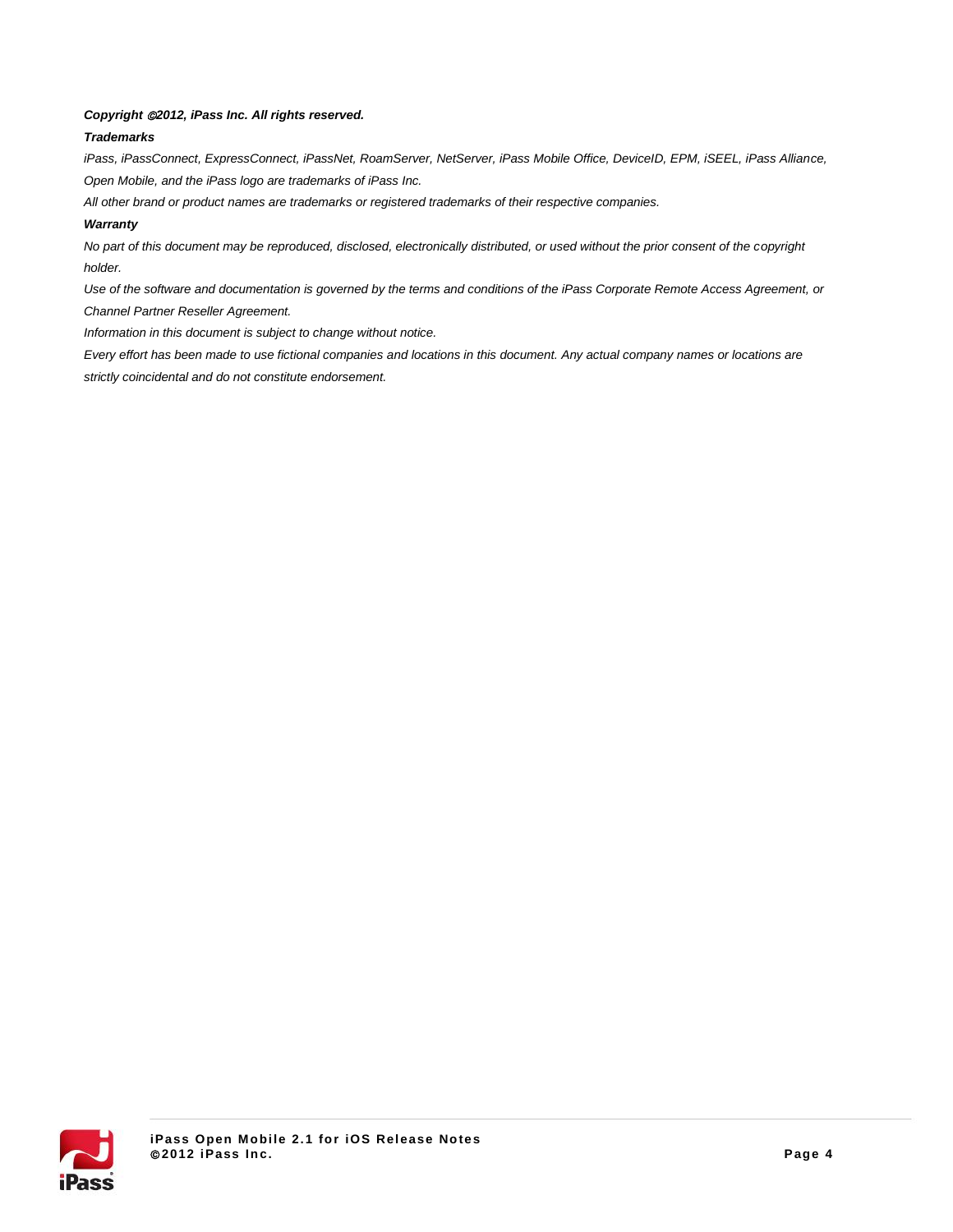***Copyright ©2012, iPass Inc. All rights reserved.***

***Trademarks***

*iPass, iPassConnect, ExpressConnect, iPassNet, RoamServer, NetServer, iPass Mobile Office, DeviceID, EPM, iSEEL, iPass Alliance, Open Mobile, and the iPass logo are trademarks of iPass Inc.*

*All other brand or product names are trademarks or registered trademarks of their respective companies.*

***Warranty***

*No part of this document may be reproduced, disclosed, electronically distributed, or used without the prior consent of the copyright holder.*

*Use of the software and documentation is governed by the terms and conditions of the iPass Corporate Remote Access Agreement, or Channel Partner Reseller Agreement.*

*Information in this document is subject to change without notice.*

*Every effort has been made to use fictional companies and locations in this document. Any actual company names or locations are strictly coincidental and do not constitute endorsement.*